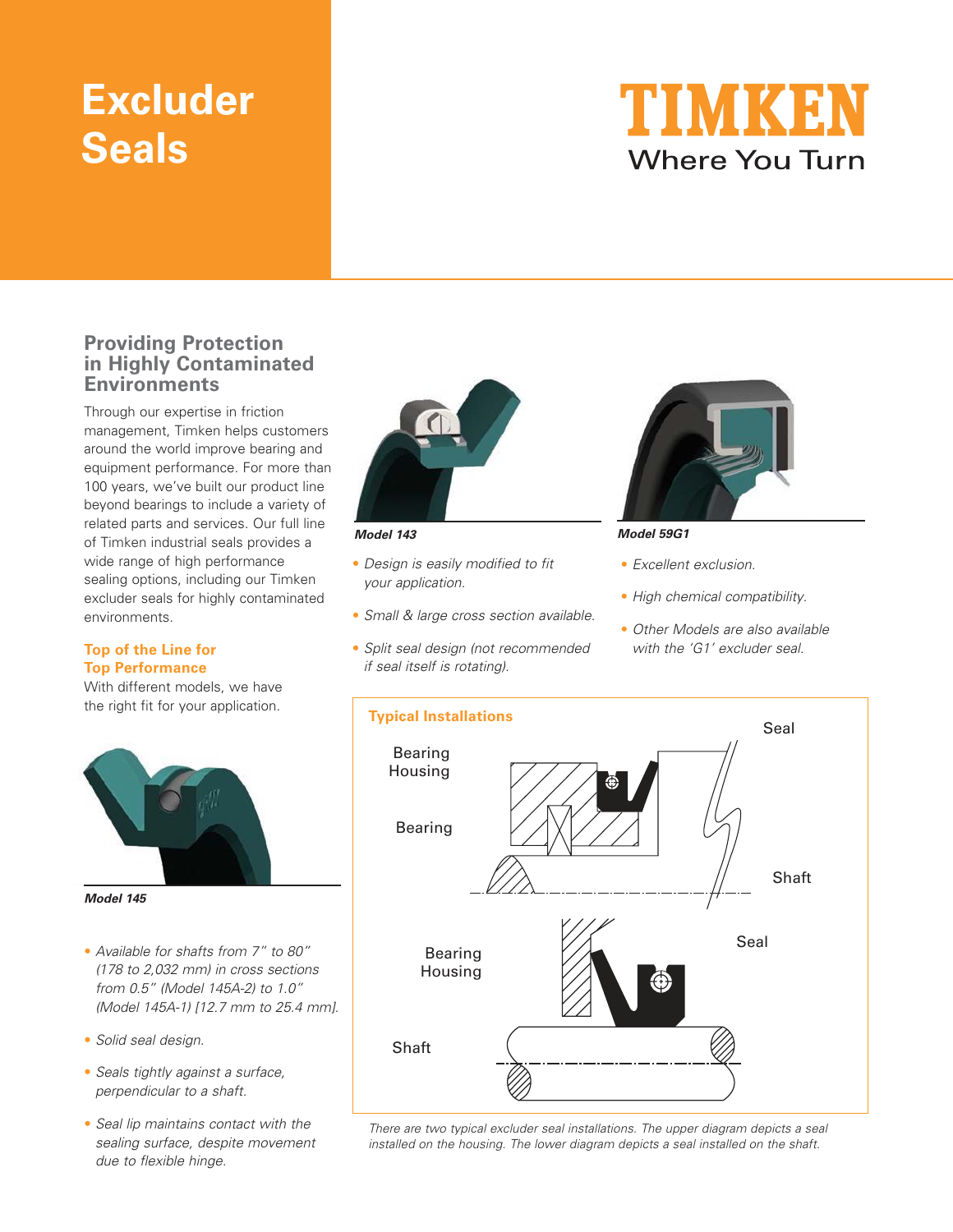# Excluder Seals

TIMKEN
Where You Turn

## Providing Protection in Highly Contaminated Environments

Through our expertise in friction management, Timken helps customers around the world improve bearing and equipment performance. For more than 100 years, we've built our product line beyond bearings to include a variety of related parts and services. Our full line of Timken industrial seals provides a wide range of high performance sealing options, including our Timken excluder seals for highly contaminated environments.

### Top of the Line for Top Performance

With different models, we have the right fit for your application.

***Model 145***

- *Available for shafts from 7" to 80" (178 to 2,032 mm) in cross sections from 0.5" (Model 145A-2) to 1.0" (Model 145A-1) [12.7 mm to 25.4 mm].*
- *Solid seal design.*
- *Seals tightly against a surface, perpendicular to a shaft.*
- *Seal lip maintains contact with the sealing surface, despite movement due to flexible hinge.*

***Model 143***

- *Design is easily modified to fit your application.*
- *Small & large cross section available.*
- *Split seal design (not recommended if seal itself is rotating).*

***Model 59G1***

- *Excellent exclusion.*
- *High chemical compatibility.*
- *Other Models are also available with the 'G1' excluder seal.*

### Typical Installations

Bearing Housing, Bearing, Seal, Shaft

Bearing Housing, Seal, Shaft

*There are two typical excluder seal installations. The upper diagram depicts a seal installed on the housing. The lower diagram depicts a seal installed on the shaft.*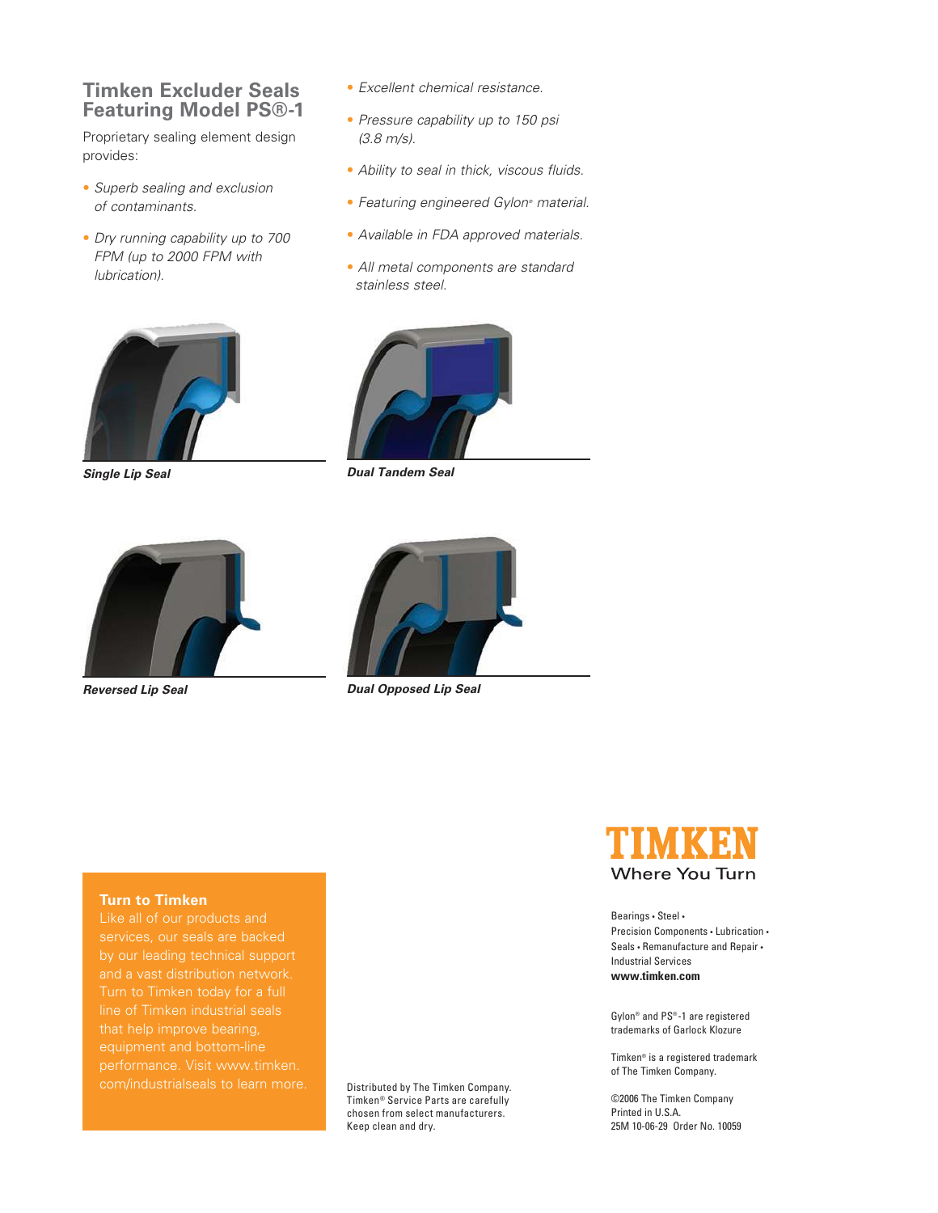## Timken Excluder Seals Featuring Model PS®-1

Proprietary sealing element design provides:

- *Superb sealing and exclusion of contaminants.*
- *Dry running capability up to 700 FPM (up to 2000 FPM with lubrication).*
- *Excellent chemical resistance.*
- *Pressure capability up to 150 psi (3.8 m/s).*
- *Ability to seal in thick, viscous fluids.*
- *Featuring engineered Gylon® material.*
- *Available in FDA approved materials.*
- *All metal components are standard stainless steel.*

***Single Lip Seal***

***Dual Tandem Seal***

***Reversed Lip Seal***

***Dual Opposed Lip Seal***

**Turn to Timken**

Like all of our products and services, our seals are backed by our leading technical support and a vast distribution network. Turn to Timken today for a full line of Timken industrial seals that help improve bearing, equipment and bottom-line performance. Visit www.timken.com/industrialseals to learn more.

Distributed by The Timken Company. Timken® Service Parts are carefully chosen from select manufacturers. Keep clean and dry.

**TIMKEN**
Where You Turn

Bearings • Steel • Precision Components • Lubrication • Seals • Remanufacture and Repair • Industrial Services
**www.timken.com**

Gylon® and PS®-1 are registered trademarks of Garlock Klozure

Timken® is a registered trademark of The Timken Company.

©2006 The Timken Company
Printed in U.S.A.
25M 10-06-29 Order No. 10059